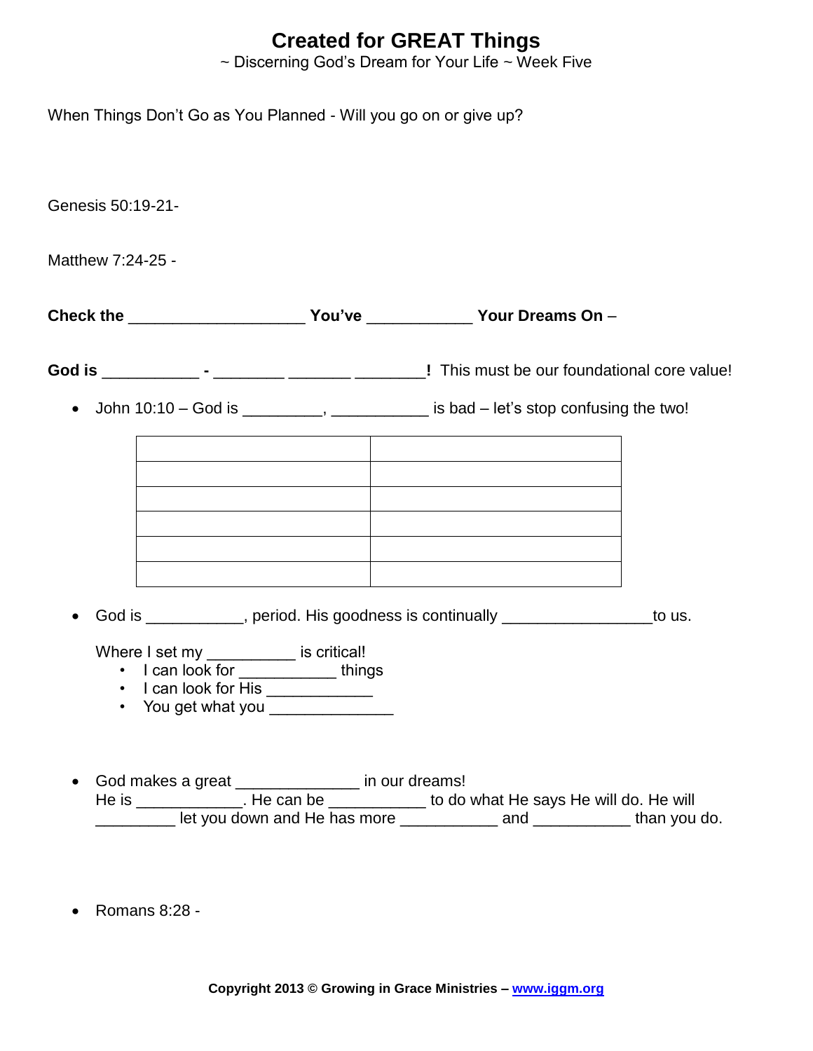# Created for GREAT Things

~ Discerning God's Dream for Your Life ~ Week Five

When Things Don't Go as You Planned - Will you go on or give up?

Genesis 50:19-21-

Matthew 7:24-25 -

**Check the ___________________ You've ___________ Your Dreams On** –

**God is __________ - _______ _______ _______!** This must be our foundational core value!

- John 10:10 – God is ________, __________ is bad – let's stop confusing the two!

| | |
|---|---|
| | |
| | |
| | |
| | |
| | |

- God is __________, period. His goodness is continually ________________to us.

  Where I set my _________ is critical!
  - I can look for __________ things
  - I can look for His ___________
  - You get what you _____________

- God makes a great _____________ in our dreams!
  He is ___________. He can be __________ to do what He says He will do. He will ________ let you down and He has more __________ and __________ than you do.

- Romans 8:28 -

**Copyright 2013 © Growing in Grace Ministries – www.iggm.org**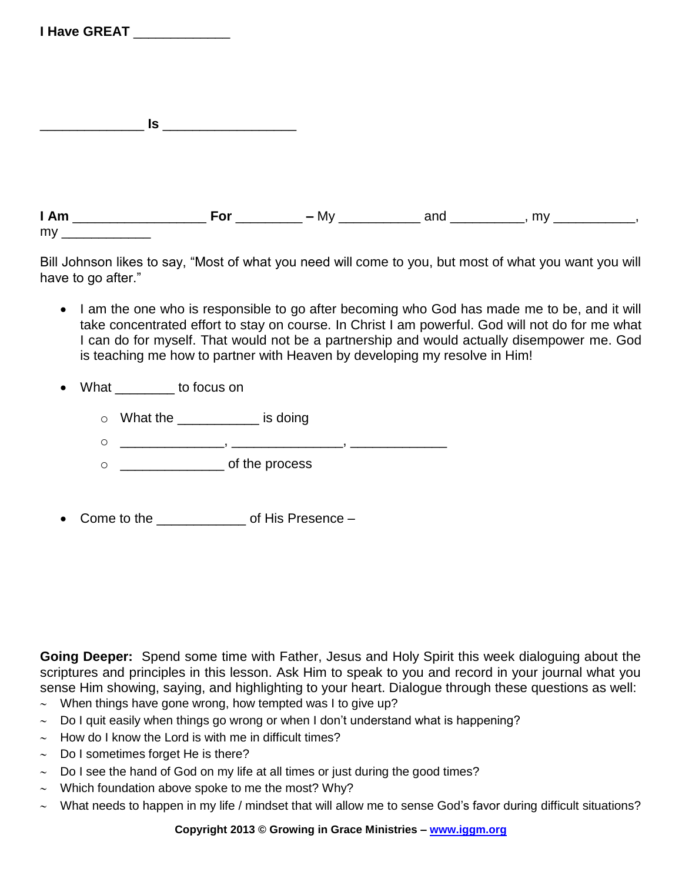**I Have GREAT _____________**

**______________ Is __________________**

**I Am __________________ For _________ –** My ___________ and __________, my ___________, my ____________

Bill Johnson likes to say, “Most of what you need will come to you, but most of what you want you will have to go after.”

- I am the one who is responsible to go after becoming who God has made me to be, and it will take concentrated effort to stay on course. In Christ I am powerful. God will not do for me what I can do for myself. That would not be a partnership and would actually disempower me. God is teaching me how to partner with Heaven by developing my resolve in Him!

- What ________ to focus on
  - What the ___________ is doing
  - ______________, _______________, _____________
  - ______________ of the process

- Come to the ____________ of His Presence –

**Going Deeper:** Spend some time with Father, Jesus and Holy Spirit this week dialoguing about the scriptures and principles in this lesson. Ask Him to speak to you and record in your journal what you sense Him showing, saying, and highlighting to your heart. Dialogue through these questions as well:

~ When things have gone wrong, how tempted was I to give up?
~ Do I quit easily when things go wrong or when I don’t understand what is happening?
~ How do I know the Lord is with me in difficult times?
~ Do I sometimes forget He is there?
~ Do I see the hand of God on my life at all times or just during the good times?
~ Which foundation above spoke to me the most? Why?
~ What needs to happen in my life / mindset that will allow me to sense God’s favor during difficult situations?

**Copyright 2013 © Growing in Grace Ministries – [www.iggm.org](http://www.iggm.org)**